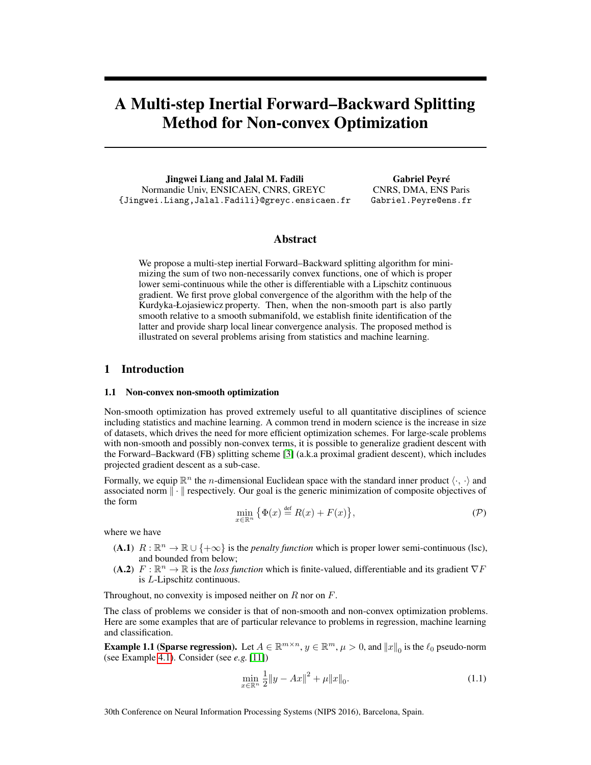# A Multi-step Inertial Forward–Backward Splitting Method for Non-convex Optimization

**Jingwei Liang and Jalal M. Fadili**
Normandie Univ, ENSICAEN, CNRS, GREYC
{Jingwei.Liang,Jalal.Fadili}@greyc.ensicaen.fr

**Gabriel Peyré**
CNRS, DMA, ENS Paris
Gabriel.Peyre@ens.fr

## Abstract

We propose a multi-step inertial Forward–Backward splitting algorithm for minimizing the sum of two non-necessarily convex functions, one of which is proper lower semi-continuous while the other is differentiable with a Lipschitz continuous gradient. We first prove global convergence of the algorithm with the help of the Kurdyka-Łojasiewicz property. Then, when the non-smooth part is also partly smooth relative to a smooth submanifold, we establish finite identification of the latter and provide sharp local linear convergence analysis. The proposed method is illustrated on several problems arising from statistics and machine learning.

## 1 Introduction

### 1.1 Non-convex non-smooth optimization

Non-smooth optimization has proved extremely useful to all quantitative disciplines of science including statistics and machine learning. A common trend in modern science is the increase in size of datasets, which drives the need for more efficient optimization schemes. For large-scale problems with non-smooth and possibly non-convex terms, it is possible to generalize gradient descent with the Forward–Backward (FB) splitting scheme [3] (a.k.a proximal gradient descent), which includes projected gradient descent as a sub-case.

Formally, we equip $\mathbb{R}^n$ the $n$-dimensional Euclidean space with the standard inner product $\langle \cdot, \cdot \rangle$ and associated norm $\|\cdot\|$ respectively. Our goal is the generic minimization of composite objectives of the form

$$\min_{x \in \mathbb{R}^n} \big\{ \Phi(x) \stackrel{\text{def}}{=} R(x) + F(x) \big\}, \tag{$\mathcal{P}$}$$

where we have

- **(A.1)** $R : \mathbb{R}^n \to \mathbb{R} \cup \{+\infty\}$ is the *penalty function* which is proper lower semi-continuous (lsc), and bounded from below;
- **(A.2)** $F : \mathbb{R}^n \to \mathbb{R}$ is the *loss function* which is finite-valued, differentiable and its gradient $\nabla F$ is $L$-Lipschitz continuous.

Throughout, no convexity is imposed neither on $R$ nor on $F$.

The class of problems we consider is that of non-smooth and non-convex optimization problems. Here are some examples that are of particular relevance to problems in regression, machine learning and classification.

**Example 1.1 (Sparse regression).** Let $A \in \mathbb{R}^{m \times n}$, $y \in \mathbb{R}^m$, $\mu > 0$, and $\|x\|_0$ is the $\ell_0$ pseudo-norm (see Example 4.1). Consider (see *e.g.* [11])

$$\min_{x \in \mathbb{R}^n} \frac{1}{2}\|y - Ax\|^2 + \mu \|x\|_0. \tag{1.1}$$

30th Conference on Neural Information Processing Systems (NIPS 2016), Barcelona, Spain.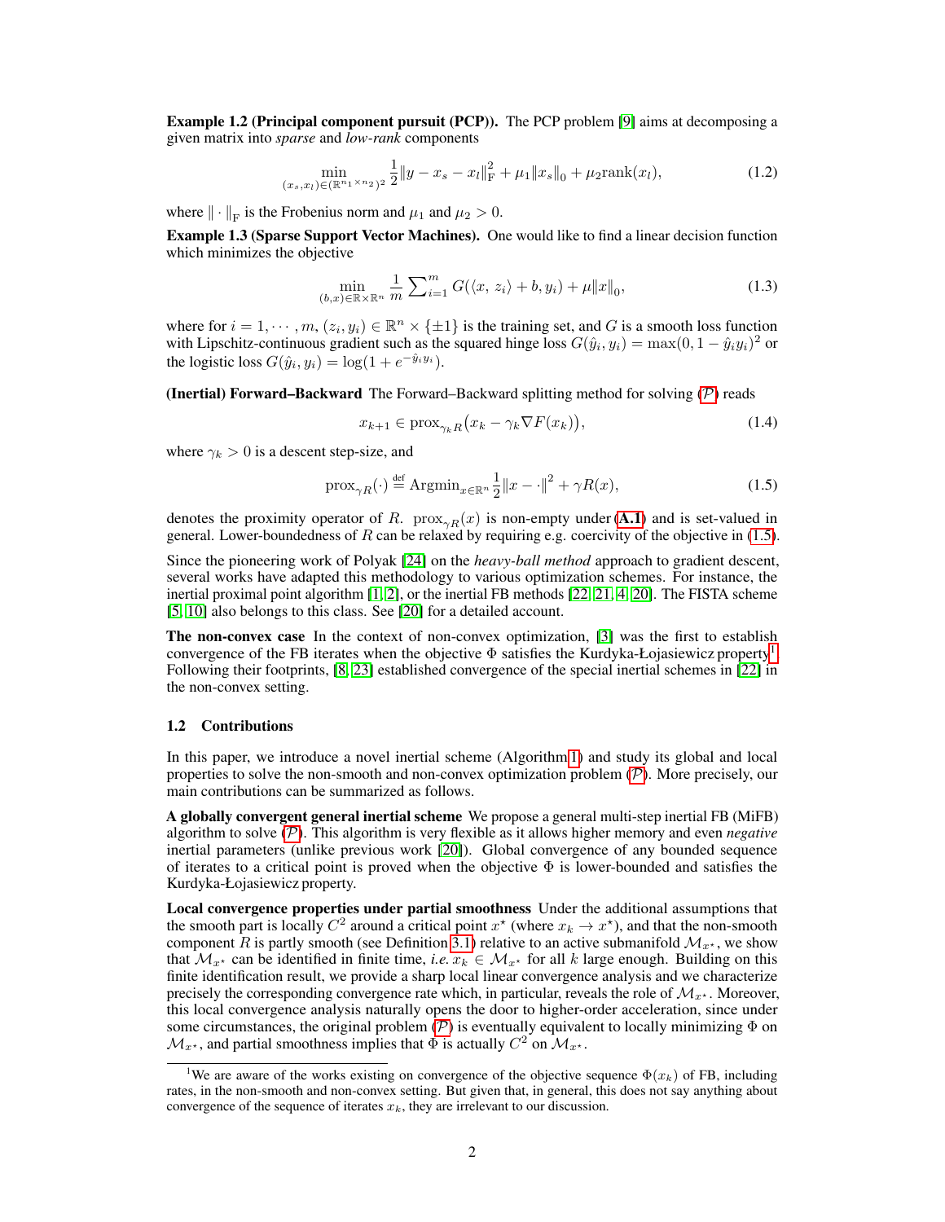**Example 1.2 (Principal component pursuit (PCP)).** The PCP problem [9] aims at decomposing a given matrix into *sparse* and *low-rank* components

$$\min_{(x_s,x_l)\in(\mathbb{R}^{n_1\times n_2})^2} \frac{1}{2}\|y - x_s - x_l\|_{\mathrm{F}}^2 + \mu_1\|x_s\|_0 + \mu_2 \mathrm{rank}(x_l), \tag{1.2}$$

where $\|\cdot\|_{\mathrm{F}}$ is the Frobenius norm and $\mu_1$ and $\mu_2 > 0$.

**Example 1.3 (Sparse Support Vector Machines).** One would like to find a linear decision function which minimizes the objective

$$\min_{(b,x)\in\mathbb{R}\times\mathbb{R}^n} \frac{1}{m}\sum_{i=1}^m G(\langle x,\, z_i\rangle + b, y_i) + \mu\|x\|_0, \tag{1.3}$$

where for $i = 1, \cdots, m$, $(z_i, y_i) \in \mathbb{R}^n \times \{\pm 1\}$ is the training set, and $G$ is a smooth loss function with Lipschitz-continuous gradient such as the squared hinge loss $G(\hat{y}_i, y_i) = \max(0, 1 - \hat{y}_i y_i)^2$ or the logistic loss $G(\hat{y}_i, y_i) = \log(1 + e^{-\hat{y}_i y_i})$.

**(Inertial) Forward–Backward** The Forward–Backward splitting method for solving ($\mathcal{P}$) reads

$$x_{k+1} \in \mathrm{prox}_{\gamma_k R}\big(x_k - \gamma_k \nabla F(x_k)\big), \tag{1.4}$$

where $\gamma_k > 0$ is a descent step-size, and

$$\mathrm{prox}_{\gamma R}(\cdot) \overset{\text{def}}{=} \mathrm{Argmin}_{x\in\mathbb{R}^n} \frac{1}{2}\|x - \cdot\|^2 + \gamma R(x), \tag{1.5}$$

denotes the proximity operator of $R$. $\mathrm{prox}_{\gamma R}(x)$ is non-empty under (**A.1**) and is set-valued in general. Lower-boundedness of $R$ can be relaxed by requiring e.g. coercivity of the objective in (1.5).

Since the pioneering work of Polyak [24] on the *heavy-ball method* approach to gradient descent, several works have adapted this methodology to various optimization schemes. For instance, the inertial proximal point algorithm [1, 2], or the inertial FB methods [22, 21, 4, 20]. The FISTA scheme [5, 10] also belongs to this class. See [20] for a detailed account.

**The non-convex case** In the context of non-convex optimization, [3] was the first to establish convergence of the FB iterates when the objective $\Phi$ satisfies the Kurdyka-Łojasiewicz property[1]. Following their footprints, [8, 23] established convergence of the special inertial schemes in [22] in the non-convex setting.

### 1.2 Contributions

In this paper, we introduce a novel inertial scheme (Algorithm 1) and study its global and local properties to solve the non-smooth and non-convex optimization problem ($\mathcal{P}$). More precisely, our main contributions can be summarized as follows.

**A globally convergent general inertial scheme** We propose a general multi-step inertial FB (MiFB) algorithm to solve ($\mathcal{P}$). This algorithm is very flexible as it allows higher memory and even *negative* inertial parameters (unlike previous work [20]). Global convergence of any bounded sequence of iterates to a critical point is proved when the objective $\Phi$ is lower-bounded and satisfies the Kurdyka-Łojasiewicz property.

**Local convergence properties under partial smoothness** Under the additional assumptions that the smooth part is locally $C^2$ around a critical point $x^\star$ (where $x_k \to x^\star$), and that the non-smooth component $R$ is partly smooth (see Definition 3.1) relative to an active submanifold $\mathcal{M}_{x^\star}$, we show that $\mathcal{M}_{x^\star}$ can be identified in finite time, *i.e.* $x_k \in \mathcal{M}_{x^\star}$ for all $k$ large enough. Building on this finite identification result, we provide a sharp local linear convergence analysis and we characterize precisely the corresponding convergence rate which, in particular, reveals the role of $\mathcal{M}_{x^\star}$. Moreover, this local convergence analysis naturally opens the door to higher-order acceleration, since under some circumstances, the original problem ($\mathcal{P}$) is eventually equivalent to locally minimizing $\Phi$ on $\mathcal{M}_{x^\star}$, and partial smoothness implies that $\Phi$ is actually $C^2$ on $\mathcal{M}_{x^\star}$.

[1] We are aware of the works existing on convergence of the objective sequence $\Phi(x_k)$ of FB, including rates, in the non-smooth and non-convex setting. But given that, in general, this does not say anything about convergence of the sequence of iterates $x_k$, they are irrelevant to our discussion.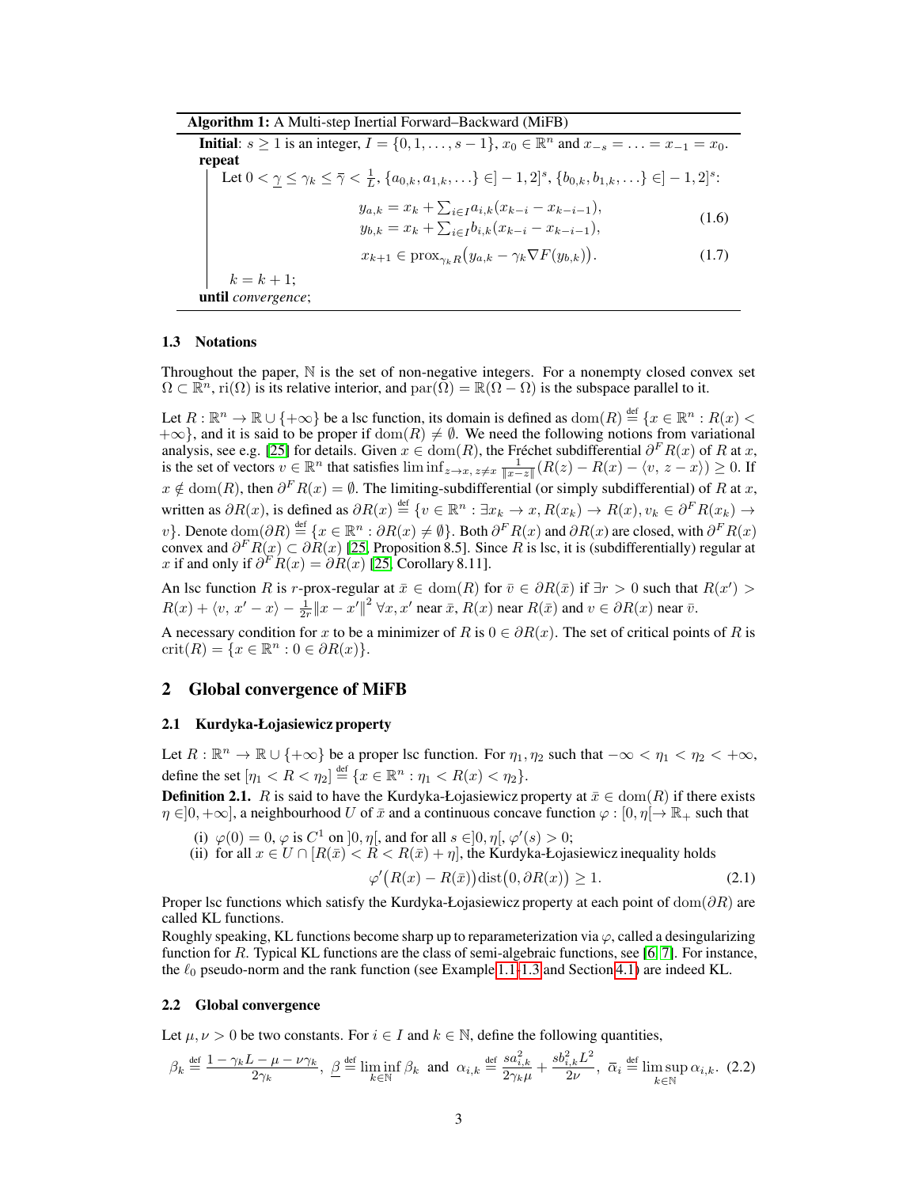**Algorithm 1:** A Multi-step Inertial Forward–Backward (MiFB)

**Initial**: $s \geq 1$ is an integer, $I = \{0, 1, \ldots, s-1\}$, $x_0 \in \mathbb{R}^n$ and $x_{-s} = \ldots = x_{-1} = x_0$.

**repeat**

Let $0 < \underline{\gamma} \leq \gamma_k \leq \bar{\gamma} < \frac{1}{L}$, $\{a_{0,k}, a_{1,k}, \ldots\} \in ]-1, 2]^s$, $\{b_{0,k}, b_{1,k}, \ldots\} \in ]-1, 2]^s$:

$$
\begin{aligned}
y_{a,k} &= x_k + \textstyle\sum_{i \in I} a_{i,k}(x_{k-i} - x_{k-i-1}), \\
y_{b,k} &= x_k + \textstyle\sum_{i \in I} b_{i,k}(x_{k-i} - x_{k-i-1}),
\end{aligned} \tag{1.6}
$$

$$
x_{k+1} \in \operatorname{prox}_{\gamma_k R}\big(y_{a,k} - \gamma_k \nabla F(y_{b,k})\big). \tag{1.7}
$$

$k = k + 1$;

**until** *convergence*;

### 1.3 Notations

Throughout the paper, $\mathbb{N}$ is the set of non-negative integers. For a nonempty closed convex set $\Omega \subset \mathbb{R}^n$, $\operatorname{ri}(\Omega)$ is its relative interior, and $\operatorname{par}(\Omega) = \mathbb{R}(\Omega - \Omega)$ is the subspace parallel to it.

Let $R : \mathbb{R}^n \to \mathbb{R} \cup \{+\infty\}$ be a lsc function, its domain is defined as $\operatorname{dom}(R) \overset{\text{def}}{=} \{x \in \mathbb{R}^n : R(x) < +\infty\}$, and it is said to be proper if $\operatorname{dom}(R) \neq \emptyset$. We need the following notions from variational analysis, see e.g. [25] for details. Given $x \in \operatorname{dom}(R)$, the Fréchet subdifferential $\partial^F R(x)$ of $R$ at $x$, is the set of vectors $v \in \mathbb{R}^n$ that satisfies $\liminf_{z \to x,\, z \neq x} \frac{1}{\|x-z\|}\big(R(z) - R(x) - \langle v,\, z - x\rangle\big) \geq 0$. If $x \notin \operatorname{dom}(R)$, then $\partial^F R(x) = \emptyset$. The limiting-subdifferential (or simply subdifferential) of $R$ at $x$, written as $\partial R(x)$, is defined as $\partial R(x) \overset{\text{def}}{=} \{v \in \mathbb{R}^n : \exists x_k \to x, R(x_k) \to R(x), v_k \in \partial^F R(x_k) \to v\}$. Denote $\operatorname{dom}(\partial R) \overset{\text{def}}{=} \{x \in \mathbb{R}^n : \partial R(x) \neq \emptyset\}$. Both $\partial^F R(x)$ and $\partial R(x)$ are closed, with $\partial^F R(x)$ convex and $\partial^F R(x) \subset \partial R(x)$ [25, Proposition 8.5]. Since $R$ is lsc, it is (subdifferentially) regular at $x$ if and only if $\partial^F R(x) = \partial R(x)$ [25, Corollary 8.11].

An lsc function $R$ is $r$-prox-regular at $\bar{x} \in \operatorname{dom}(R)$ for $\bar{v} \in \partial R(\bar{x})$ if $\exists r > 0$ such that $R(x') > R(x) + \langle v,\, x' - x\rangle - \frac{1}{2r}\|x - x'\|^2$ $\forall x, x'$ near $\bar{x}$, $R(x)$ near $R(\bar{x})$ and $v \in \partial R(x)$ near $\bar{v}$.

A necessary condition for $x$ to be a minimizer of $R$ is $0 \in \partial R(x)$. The set of critical points of $R$ is $\operatorname{crit}(R) = \{x \in \mathbb{R}^n : 0 \in \partial R(x)\}$.

## 2 Global convergence of MiFB

### 2.1 Kurdyka-Łojasiewicz property

Let $R : \mathbb{R}^n \to \mathbb{R} \cup \{+\infty\}$ be a proper lsc function. For $\eta_1, \eta_2$ such that $-\infty < \eta_1 < \eta_2 < +\infty$, define the set $[\eta_1 < R < \eta_2] \overset{\text{def}}{=} \{x \in \mathbb{R}^n : \eta_1 < R(x) < \eta_2\}$.

**Definition 2.1.** $R$ is said to have the Kurdyka-Łojasiewicz property at $\bar{x} \in \operatorname{dom}(R)$ if there exists $\eta \in ]0, +\infty]$, a neighbourhood $U$ of $\bar{x}$ and a continuous concave function $\varphi : [0, \eta[ \to \mathbb{R}_+$ such that

- (i) $\varphi(0) = 0$, $\varphi$ is $C^1$ on $]0, \eta[$, and for all $s \in ]0, \eta[$, $\varphi'(s) > 0$;
- (ii) for all $x \in U \cap [R(\bar{x}) < R < R(\bar{x}) + \eta]$, the Kurdyka-Łojasiewicz inequality holds

$$
\varphi'\big(R(x) - R(\bar{x})\big)\operatorname{dist}\big(0, \partial R(x)\big) \geq 1. \tag{2.1}
$$

Proper lsc functions which satisfy the Kurdyka-Łojasiewicz property at each point of $\operatorname{dom}(\partial R)$ are called KL functions.

Roughly speaking, KL functions become sharp up to reparameterization via $\varphi$, called a desingularizing function for $R$. Typical KL functions are the class of semi-algebraic functions, see [6, 7]. For instance, the $\ell_0$ pseudo-norm and the rank function (see Example 1.1-1.3 and Section 4.1) are indeed KL.

### 2.2 Global convergence

Let $\mu, \nu > 0$ be two constants. For $i \in I$ and $k \in \mathbb{N}$, define the following quantities,

$$
\beta_k \overset{\text{def}}{=} \frac{1 - \gamma_k L - \mu - \nu\gamma_k}{2\gamma_k},\ \ \underline{\beta} \overset{\text{def}}{=} \liminf_{k \in \mathbb{N}} \beta_k \ \text{ and } \ \alpha_{i,k} \overset{\text{def}}{=} \frac{s a_{i,k}^2}{2\gamma_k \mu} + \frac{s b_{i,k}^2 L^2}{2\nu},\ \ \overline{\alpha}_i \overset{\text{def}}{=} \limsup_{k \in \mathbb{N}} \alpha_{i,k}. \tag{2.2}
$$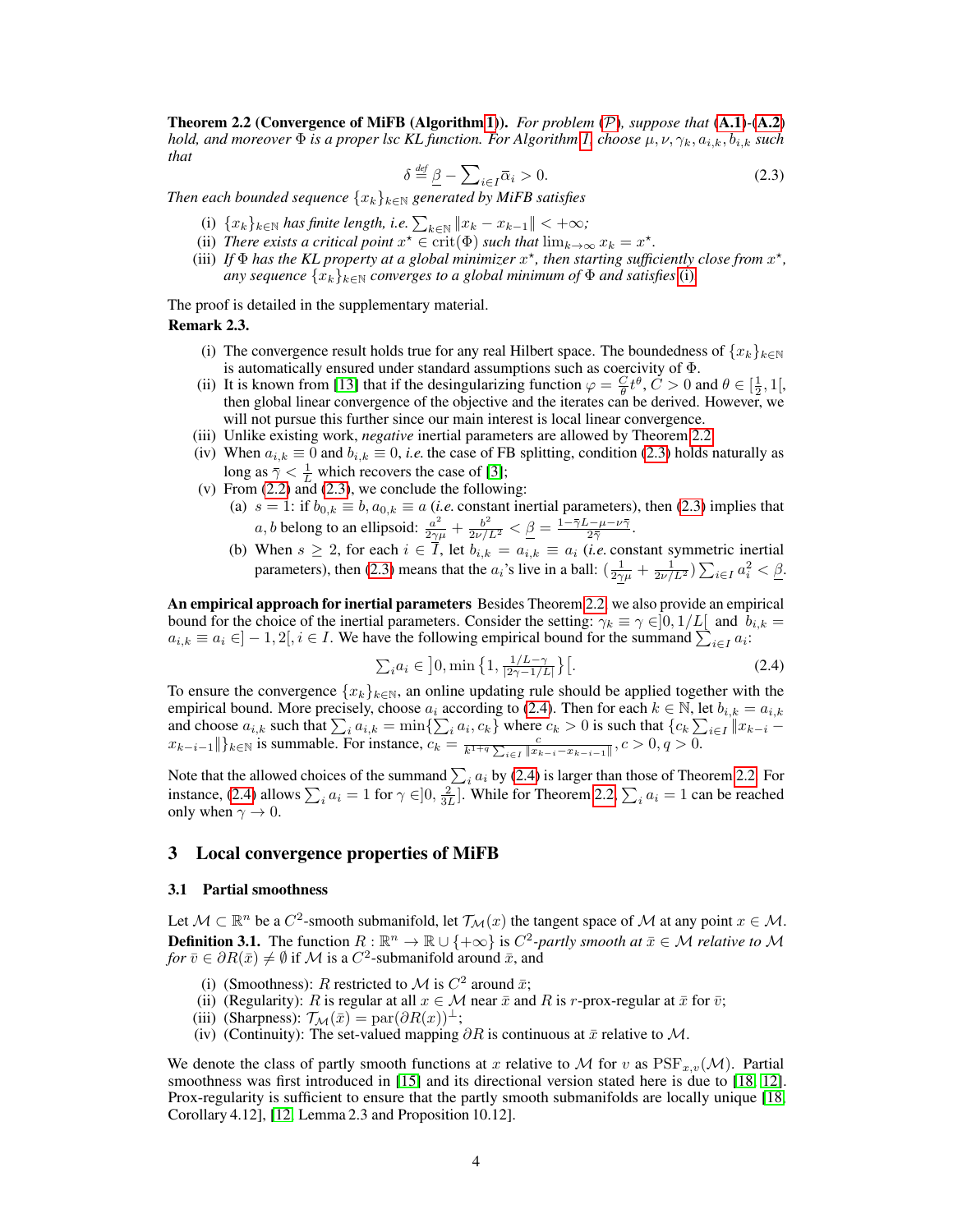**Theorem 2.2 (Convergence of MiFB (Algorithm 1)).** *For problem ($\mathcal{P}$), suppose that (A.1)-(A.2) hold, and moreover $\Phi$ is a proper lsc KL function. For Algorithm 1, choose $\mu, \nu, \gamma_k, a_{i,k}, b_{i,k}$ such that*

$$\delta \stackrel{def}{=} \underline{\beta} - \sum_{i \in I} \overline{\alpha}_i > 0. \tag{2.3}$$

*Then each bounded sequence $\{x_k\}_{k \in \mathbb{N}}$ generated by MiFB satisfies*

- (i) *$\{x_k\}_{k \in \mathbb{N}}$ has finite length, i.e. $\sum_{k \in \mathbb{N}} \|x_k - x_{k-1}\| < +\infty$;*
- (ii) *There exists a critical point $x^\star \in \operatorname{crit}(\Phi)$ such that $\lim_{k \to \infty} x_k = x^\star$.*
- (iii) *If $\Phi$ has the KL property at a global minimizer $x^\star$, then starting sufficiently close from $x^\star$, any sequence $\{x_k\}_{k \in \mathbb{N}}$ converges to a global minimum of $\Phi$ and satisfies (i).*

The proof is detailed in the supplementary material.

**Remark 2.3.**

- (i) The convergence result holds true for any real Hilbert space. The boundedness of $\{x_k\}_{k \in \mathbb{N}}$ is automatically ensured under standard assumptions such as coercivity of $\Phi$.
- (ii) It is known from [13] that if the desingularizing function $\varphi = \frac{C}{\theta} t^\theta$, $C > 0$ and $\theta \in [\frac{1}{2}, 1[$, then global linear convergence of the objective and the iterates can be derived. However, we will not pursue this further since our main interest is local linear convergence.
- (iii) Unlike existing work, *negative* inertial parameters are allowed by Theorem 2.2.
- (iv) When $a_{i,k} \equiv 0$ and $b_{i,k} \equiv 0$, *i.e.* the case of FB splitting, condition (2.3) holds naturally as long as $\overline{\gamma} < \frac{1}{L}$ which recovers the case of [3];
- (v) From (2.2) and (2.3), we conclude the following:
  - (a) $s = 1$: if $b_{0,k} \equiv b, a_{0,k} \equiv a$ (*i.e.* constant inertial parameters), then (2.3) implies that $a, b$ belong to an ellipsoid: $\frac{a^2}{2\underline{\gamma}\mu} + \frac{b^2}{2\nu/L^2} < \underline{\beta} = \frac{1 - \overline{\gamma}L - \mu - \nu\overline{\gamma}}{2\overline{\gamma}}$.
  - (b) When $s \geq 2$, for each $i \in I$, let $b_{i,k} = a_{i,k} \equiv a_i$ (*i.e.* constant symmetric inertial parameters), then (2.3) means that the $a_i$'s live in a ball: $(\frac{1}{2\underline{\gamma}\mu} + \frac{1}{2\nu/L^2}) \sum_{i \in I} a_i^2 < \underline{\beta}$.

**An empirical approach for inertial parameters** Besides Theorem 2.2, we also provide an empirical bound for the choice of the inertial parameters. Consider the setting: $\gamma_k \equiv \gamma \in ]0, 1/L[$ and $b_{i,k} = a_{i,k} \equiv a_i \in ]-1, 2[, i \in I$. We have the following empirical bound for the summand $\sum_{i \in I} a_i$:

$$\textstyle\sum_i a_i \in \big]0, \min\big\{1, \frac{1/L - \gamma}{|2\gamma - 1/L|}\big\}\big[. \tag{2.4}$$

To ensure the convergence $\{x_k\}_{k \in \mathbb{N}}$, an online updating rule should be applied together with the empirical bound. More precisely, choose $a_i$ according to (2.4). Then for each $k \in \mathbb{N}$, let $b_{i,k} = a_{i,k}$ and choose $a_{i,k}$ such that $\sum_i a_{i,k} = \min\{\sum_i a_i, c_k\}$ where $c_k > 0$ is such that $\{c_k \sum_{i \in I} \|x_{k-i} - x_{k-i-1}\|\}_{k \in \mathbb{N}}$ is summable. For instance, $c_k = \frac{c}{k^{1+q} \sum_{i \in I} \|x_{k-i} - x_{k-i-1}\|}, c > 0, q > 0$.

Note that the allowed choices of the summand $\sum_i a_i$ by (2.4) is larger than those of Theorem 2.2. For instance, (2.4) allows $\sum_i a_i = 1$ for $\gamma \in ]0, \frac{2}{3L}]$. While for Theorem 2.2, $\sum_i a_i = 1$ can be reached only when $\gamma \to 0$.

## 3 Local convergence properties of MiFB

### 3.1 Partial smoothness

Let $\mathcal{M} \subset \mathbb{R}^n$ be a $C^2$-smooth submanifold, let $\mathcal{T}_\mathcal{M}(x)$ the tangent space of $\mathcal{M}$ at any point $x \in \mathcal{M}$.

**Definition 3.1.** The function $R : \mathbb{R}^n \to \mathbb{R} \cup \{+\infty\}$ is *$C^2$-partly smooth at $\bar{x} \in \mathcal{M}$ relative to $\mathcal{M}$ for $\bar{v} \in \partial R(\bar{x}) \neq \emptyset$* if $\mathcal{M}$ is a $C^2$-submanifold around $\bar{x}$, and

- (i) (Smoothness): $R$ restricted to $\mathcal{M}$ is $C^2$ around $\bar{x}$;
- (ii) (Regularity): $R$ is regular at all $x \in \mathcal{M}$ near $\bar{x}$ and $R$ is $r$-prox-regular at $\bar{x}$ for $\bar{v}$;
- (iii) (Sharpness): $\mathcal{T}_\mathcal{M}(\bar{x}) = \operatorname{par}(\partial R(x))^\perp$;
- (iv) (Continuity): The set-valued mapping $\partial R$ is continuous at $\bar{x}$ relative to $\mathcal{M}$.

We denote the class of partly smooth functions at $x$ relative to $\mathcal{M}$ for $v$ as $\operatorname{PSF}_{x,v}(\mathcal{M})$. Partial smoothness was first introduced in [15] and its directional version stated here is due to [18, 12]. Prox-regularity is sufficient to ensure that the partly smooth submanifolds are locally unique [18, Corollary 4.12], [12, Lemma 2.3 and Proposition 10.12].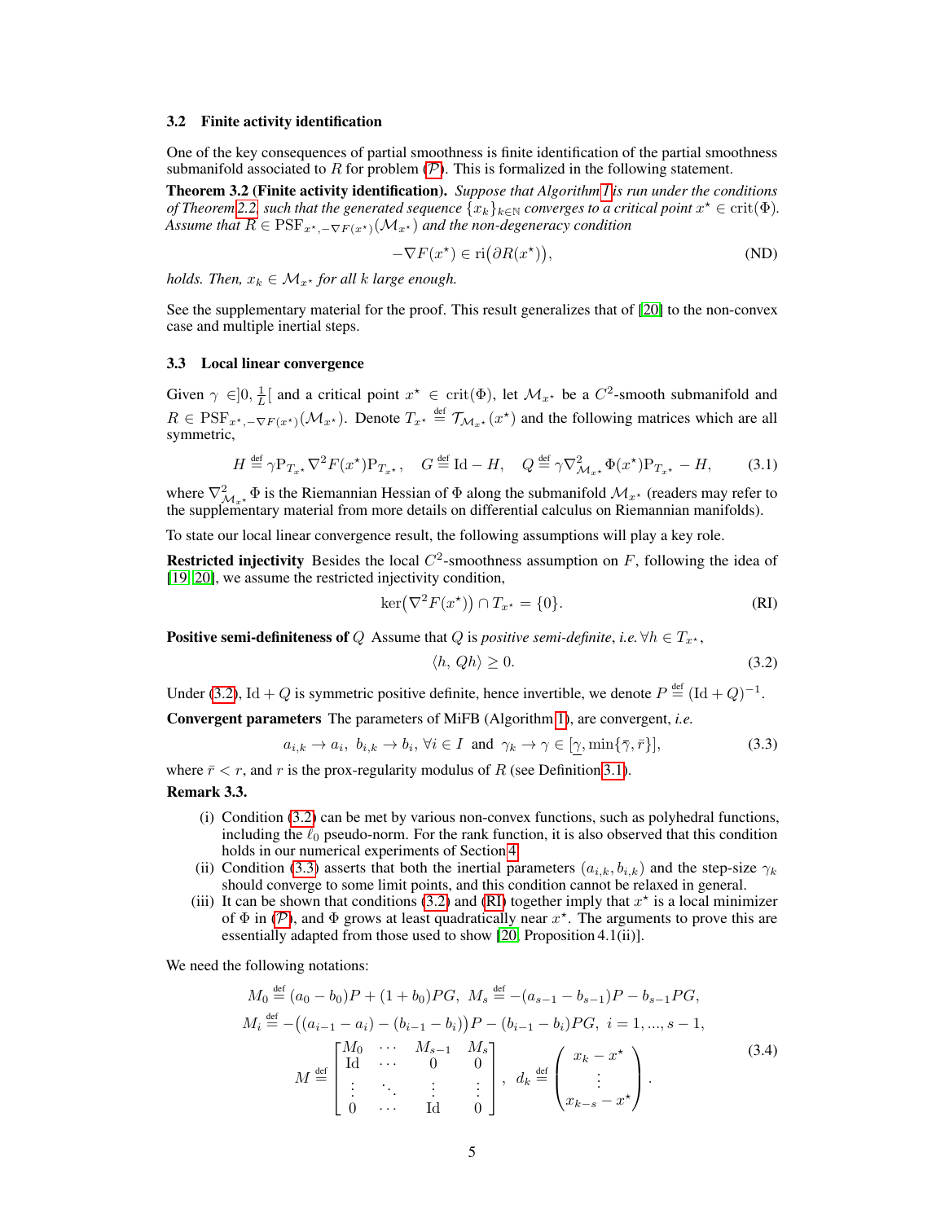### 3.2 Finite activity identification

One of the key consequences of partial smoothness is finite identification of the partial smoothness submanifold associated to $R$ for problem ($\mathcal{P}$). This is formalized in the following statement.

**Theorem 3.2 (Finite activity identification).** *Suppose that Algorithm 1 is run under the conditions of Theorem 2.2, such that the generated sequence $\{x_k\}_{k\in\mathbb{N}}$ converges to a critical point $x^\star \in \mathrm{crit}(\Phi)$. Assume that $R \in \mathrm{PSF}_{x^\star, -\nabla F(x^\star)}(\mathcal{M}_{x^\star})$ and the non-degeneracy condition*

$$-\nabla F(x^\star) \in \mathrm{ri}\big(\partial R(x^\star)\big), \tag{ND}$$

*holds. Then, $x_k \in \mathcal{M}_{x^\star}$ for all $k$ large enough.*

See the supplementary material for the proof. This result generalizes that of [20] to the non-convex case and multiple inertial steps.

### 3.3 Local linear convergence

Given $\gamma \in ]0, \frac{1}{L}[$ and a critical point $x^\star \in \mathrm{crit}(\Phi)$, let $\mathcal{M}_{x^\star}$ be a $C^2$-smooth submanifold and $R \in \mathrm{PSF}_{x^\star, -\nabla F(x^\star)}(\mathcal{M}_{x^\star})$. Denote $T_{x^\star} \stackrel{\text{def}}{=} \mathcal{T}_{\mathcal{M}_{x^\star}}(x^\star)$ and the following matrices which are all symmetric,

$$H \stackrel{\text{def}}{=} \gamma \mathrm{P}_{T_{x^\star}} \nabla^2 F(x^\star) \mathrm{P}_{T_{x^\star}}, \quad G \stackrel{\text{def}}{=} \mathrm{Id} - H, \quad Q \stackrel{\text{def}}{=} \gamma \nabla^2_{\mathcal{M}_{x^\star}} \Phi(x^\star) \mathrm{P}_{T_{x^\star}} - H, \tag{3.1}$$

where $\nabla^2_{\mathcal{M}_{x^\star}} \Phi$ is the Riemannian Hessian of $\Phi$ along the submanifold $\mathcal{M}_{x^\star}$ (readers may refer to the supplementary material from more details on differential calculus on Riemannian manifolds).

To state our local linear convergence result, the following assumptions will play a key role.

**Restricted injectivity** Besides the local $C^2$-smoothness assumption on $F$, following the idea of [19, 20], we assume the restricted injectivity condition,

$$\ker\big(\nabla^2 F(x^\star)\big) \cap T_{x^\star} = \{0\}. \tag{RI}$$

**Positive semi-definiteness of $Q$** Assume that $Q$ is *positive semi-definite*, *i.e.* $\forall h \in T_{x^\star}$,

$$\langle h,\, Qh \rangle \geq 0. \tag{3.2}$$

Under (3.2), $\mathrm{Id} + Q$ is symmetric positive definite, hence invertible, we denote $P \stackrel{\text{def}}{=} (\mathrm{Id} + Q)^{-1}$.

**Convergent parameters** The parameters of MiFB (Algorithm 1), are convergent, *i.e.*

$$a_{i,k} \to a_i,\ b_{i,k} \to b_i,\ \forall i \in I \ \text{ and } \ \gamma_k \to \gamma \in [\underline{\gamma}, \min\{\bar{\gamma}, \bar{r}\}], \tag{3.3}$$

where $\bar{r} < r$, and $r$ is the prox-regularity modulus of $R$ (see Definition 3.1).

**Remark 3.3.**

- (i) Condition (3.2) can be met by various non-convex functions, such as polyhedral functions, including the $\ell_0$ pseudo-norm. For the rank function, it is also observed that this condition holds in our numerical experiments of Section 4.
- (ii) Condition (3.3) asserts that both the inertial parameters $(a_{i,k}, b_{i,k})$ and the step-size $\gamma_k$ should converge to some limit points, and this condition cannot be relaxed in general.
- (iii) It can be shown that conditions (3.2) and (RI) together imply that $x^\star$ is a local minimizer of $\Phi$ in ($\mathcal{P}$), and $\Phi$ grows at least quadratically near $x^\star$. The arguments to prove this are essentially adapted from those used to show [20, Proposition 4.1(ii)].

We need the following notations:

$$\begin{gathered}
M_0 \stackrel{\text{def}}{=} (a_0 - b_0)P + (1 + b_0)PG, \ \ M_s \stackrel{\text{def}}{=} -(a_{s-1} - b_{s-1})P - b_{s-1}PG, \\
M_i \stackrel{\text{def}}{=} -\big((a_{i-1} - a_i) - (b_{i-1} - b_i)\big)P - (b_{i-1} - b_i)PG, \ i = 1, ..., s-1, \\
M \stackrel{\text{def}}{=} \begin{bmatrix} M_0 & \cdots & M_{s-1} & M_s \\ \mathrm{Id} & \cdots & 0 & 0 \\ \vdots & \ddots & \vdots & \vdots \\ 0 & \cdots & \mathrm{Id} & 0 \end{bmatrix}, \ \ d_k \stackrel{\text{def}}{=} \begin{pmatrix} x_k - x^\star \\ \vdots \\ x_{k-s} - x^\star \end{pmatrix}.
\end{gathered} \tag{3.4}$$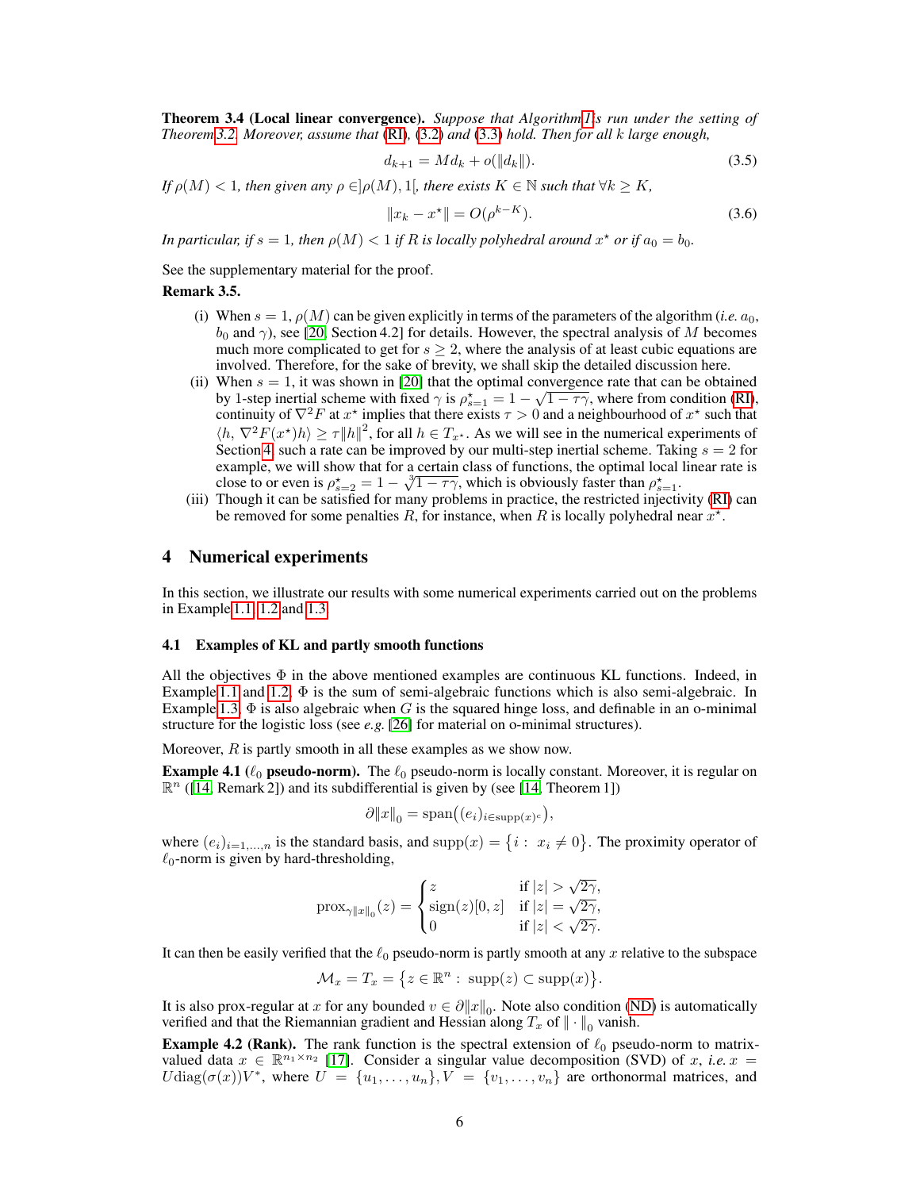**Theorem 3.4 (Local linear convergence).** *Suppose that Algorithm 1 is run under the setting of Theorem 3.2. Moreover, assume that (RI), (3.2) and (3.3) hold. Then for all $k$ large enough,*

$$d_{k+1} = M d_k + o(\|d_k\|). \tag{3.5}$$

*If $\rho(M) < 1$, then given any $\rho \in ]\rho(M), 1[$, there exists $K \in \mathbb{N}$ such that $\forall k \geq K$,*

$$\|x_k - x^\star\| = O(\rho^{k-K}). \tag{3.6}$$

*In particular, if $s = 1$, then $\rho(M) < 1$ if $R$ is locally polyhedral around $x^\star$ or if $a_0 = b_0$.*

See the supplementary material for the proof.

**Remark 3.5.**

(i) When $s = 1$, $\rho(M)$ can be given explicitly in terms of the parameters of the algorithm (*i.e.* $a_0$, $b_0$ and $\gamma$), see [20, Section 4.2] for details. However, the spectral analysis of $M$ becomes much more complicated to get for $s \geq 2$, where the analysis of at least cubic equations are involved. Therefore, for the sake of brevity, we shall skip the detailed discussion here.

(ii) When $s = 1$, it was shown in [20] that the optimal convergence rate that can be obtained by 1-step inertial scheme with fixed $\gamma$ is $\rho^\star_{s=1} = 1 - \sqrt{1 - \tau\gamma}$, where from condition (RI), continuity of $\nabla^2 F$ at $x^\star$ implies that there exists $\tau > 0$ and a neighbourhood of $x^\star$ such that $\langle h, \nabla^2 F(x^\star) h\rangle \geq \tau \|h\|^2$, for all $h \in T_{x^\star}$. As we will see in the numerical experiments of Section 4, such a rate can be improved by our multi-step inertial scheme. Taking $s = 2$ for example, we will show that for a certain class of functions, the optimal local linear rate is close to or even is $\rho^\star_{s=2} = 1 - \sqrt[3]{1 - \tau\gamma}$, which is obviously faster than $\rho^\star_{s=1}$.

(iii) Though it can be satisfied for many problems in practice, the restricted injectivity (RI) can be removed for some penalties $R$, for instance, when $R$ is locally polyhedral near $x^\star$.

# 4 Numerical experiments

In this section, we illustrate our results with some numerical experiments carried out on the problems in Example 1.1, 1.2 and 1.3.

## 4.1 Examples of KL and partly smooth functions

All the objectives $\Phi$ in the above mentioned examples are continuous KL functions. Indeed, in Example 1.1 and 1.2, $\Phi$ is the sum of semi-algebraic functions which is also semi-algebraic. In Example 1.3, $\Phi$ is also algebraic when $G$ is the squared hinge loss, and definable in an o-minimal structure for the logistic loss (see *e.g.* [26] for material on o-minimal structures).

Moreover, $R$ is partly smooth in all these examples as we show now.

**Example 4.1 ($\ell_0$ pseudo-norm).** The $\ell_0$ pseudo-norm is locally constant. Moreover, it is regular on $\mathbb{R}^n$ ([14, Remark 2]) and its subdifferential is given by (see [14, Theorem 1])

$$\partial \|x\|_0 = \mathrm{span}\big((e_i)_{i \in \mathrm{supp}(x)^c}\big),$$

where $(e_i)_{i=1,\ldots,n}$ is the standard basis, and $\mathrm{supp}(x) = \{i : \ x_i \neq 0\}$. The proximity operator of $\ell_0$-norm is given by hard-thresholding,

$$\mathrm{prox}_{\gamma\|x\|_0}(z) = \begin{cases} z & \text{if } |z| > \sqrt{2\gamma}, \\ \mathrm{sign}(z)[0, z] & \text{if } |z| = \sqrt{2\gamma}, \\ 0 & \text{if } |z| < \sqrt{2\gamma}. \end{cases}$$

It can then be easily verified that the $\ell_0$ pseudo-norm is partly smooth at any $x$ relative to the subspace

$$\mathcal{M}_x = T_x = \{z \in \mathbb{R}^n : \ \mathrm{supp}(z) \subset \mathrm{supp}(x)\}.$$

It is also prox-regular at $x$ for any bounded $v \in \partial\|x\|_0$. Note also condition (ND) is automatically verified and that the Riemannian gradient and Hessian along $T_x$ of $\|\cdot\|_0$ vanish.

**Example 4.2 (Rank).** The rank function is the spectral extension of $\ell_0$ pseudo-norm to matrix-valued data $x \in \mathbb{R}^{n_1 \times n_2}$ [17]. Consider a singular value decomposition (SVD) of $x$, *i.e.* $x = U \mathrm{diag}(\sigma(x)) V^*$, where $U = \{u_1, \ldots, u_n\}, V = \{v_1, \ldots, v_n\}$ are orthonormal matrices, and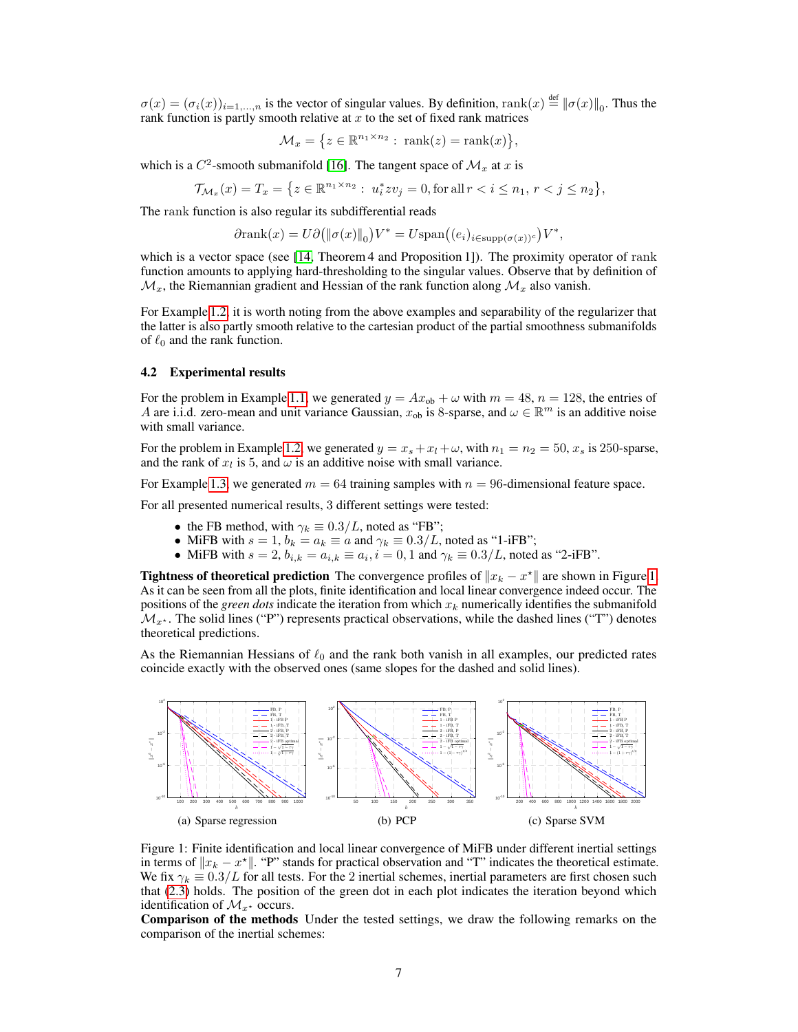$\sigma(x) = (\sigma_i(x))_{i=1,\ldots,n}$ is the vector of singular values. By definition, $\mathrm{rank}(x) \stackrel{\text{def}}{=} \|\sigma(x)\|_0$. Thus the rank function is partly smooth relative at $x$ to the set of fixed rank matrices

$$\mathcal{M}_x = \{z \in \mathbb{R}^{n_1 \times n_2} : \ \mathrm{rank}(z) = \mathrm{rank}(x)\},$$

which is a $C^2$-smooth submanifold [16]. The tangent space of $\mathcal{M}_x$ at $x$ is

$$\mathcal{T}_{\mathcal{M}_x}(x) = T_x = \{z \in \mathbb{R}^{n_1 \times n_2} : \ u_i^* z v_j = 0, \text{for all}\, r < i \leq n_1,\, r < j \leq n_2\},$$

The rank function is also regular its subdifferential reads

$$\partial \mathrm{rank}(x) = U \partial\big(\|\sigma(x)\|_0\big) V^* = U \mathrm{span}\big((e_i)_{i \in \mathrm{supp}(\sigma(x))^c}\big) V^*,$$

which is a vector space (see [14, Theorem 4 and Proposition 1]). The proximity operator of rank function amounts to applying hard-thresholding to the singular values. Observe that by definition of $\mathcal{M}_x$, the Riemannian gradient and Hessian of the rank function along $\mathcal{M}_x$ also vanish.

For Example 1.2, it is worth noting from the above examples and separability of the regularizer that the latter is also partly smooth relative to the cartesian product of the partial smoothness submanifolds of $\ell_0$ and the rank function.

### 4.2 Experimental results

For the problem in Example 1.1, we generated $y = Ax_{\mathrm{ob}} + \omega$ with $m = 48$, $n = 128$, the entries of $A$ are i.i.d. zero-mean and unit variance Gaussian, $x_{\mathrm{ob}}$ is 8-sparse, and $\omega \in \mathbb{R}^m$ is an additive noise with small variance.

For the problem in Example 1.2, we generated $y = x_s + x_l + \omega$, with $n_1 = n_2 = 50$, $x_s$ is 250-sparse, and the rank of $x_l$ is 5, and $\omega$ is an additive noise with small variance.

For Example 1.3, we generated $m = 64$ training samples with $n = 96$-dimensional feature space.

For all presented numerical results, 3 different settings were tested:

- the FB method, with $\gamma_k \equiv 0.3/L$, noted as "FB";
- MiFB with $s = 1$, $b_k = a_k \equiv a$ and $\gamma_k \equiv 0.3/L$, noted as "1-iFB";
- MiFB with $s = 2$, $b_{i,k} = a_{i,k} \equiv a_i$, $i = 0, 1$ and $\gamma_k \equiv 0.3/L$, noted as "2-iFB".

**Tightness of theoretical prediction** The convergence profiles of $\|x_k - x^\star\|$ are shown in Figure 1. As it can be seen from all the plots, finite identification and local linear convergence indeed occur. The positions of the *green dots* indicate the iteration from which $x_k$ numerically identifies the submanifold $\mathcal{M}_{x^\star}$. The solid lines ("P") represents practical observations, while the dashed lines ("T") denotes theoretical predictions.

As the Riemannian Hessians of $\ell_0$ and the rank both vanish in all examples, our predicted rates coincide exactly with the observed ones (same slopes for the dashed and solid lines).

(a) Sparse regression (b) PCP (c) Sparse SVM

Figure 1: Finite identification and local linear convergence of MiFB under different inertial settings in terms of $\|x_k - x^\star\|$. "P" stands for practical observation and "T" indicates the theoretical estimate. We fix $\gamma_k \equiv 0.3/L$ for all tests. For the 2 inertial schemes, inertial parameters are first chosen such that (2.3) holds. The position of the green dot in each plot indicates the iteration beyond which identification of $\mathcal{M}_{x^\star}$ occurs.

**Comparison of the methods** Under the tested settings, we draw the following remarks on the comparison of the inertial schemes: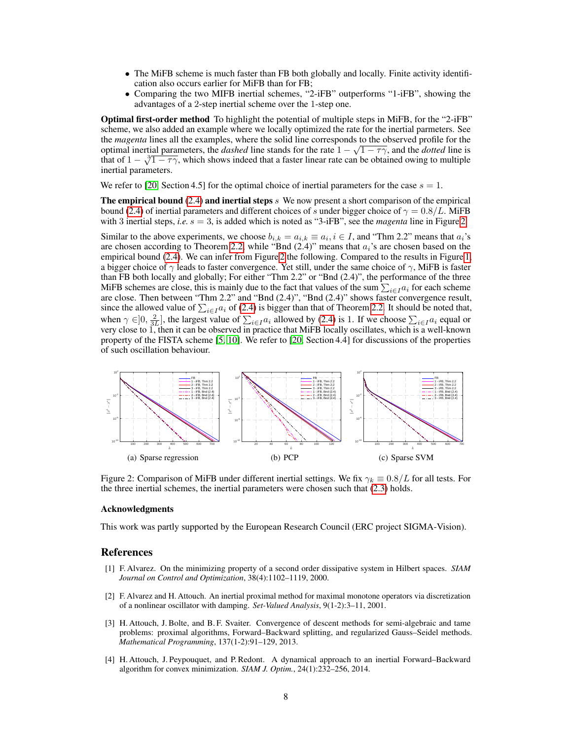- The MiFB scheme is much faster than FB both globally and locally. Finite activity identification also occurs earlier for MiFB than for FB;
- Comparing the two MIFB inertial schemes, "2-iFB" outperforms "1-iFB", showing the advantages of a 2-step inertial scheme over the 1-step one.

**Optimal first-order method** To highlight the potential of multiple steps in MiFB, for the "2-iFB" scheme, we also added an example where we locally optimized the rate for the inertial parameters. See the *magenta* lines all the examples, where the solid line corresponds to the observed profile for the optimal inertial parameters, the *dashed* line stands for the rate $1 - \sqrt{1 - \tau\gamma}$, and the *dotted* line is that of $1 - \sqrt[3]{1 - \tau\gamma}$, which shows indeed that a faster linear rate can be obtained owing to multiple inertial parameters.

We refer to [20, Section 4.5] for the optimal choice of inertial parameters for the case $s = 1$.

**The empirical bound (2.4) and inertial steps** $s$ We now present a short comparison of the empirical bound (2.4) of inertial parameters and different choices of $s$ under bigger choice of $\gamma = 0.8/L$. MiFB with 3 inertial steps, *i.e.* $s = 3$, is added which is noted as "3-iFB", see the *magenta* line in Figure 2.

Similar to the above experiments, we choose $b_{i,k} = a_{i,k} \equiv a_i, i \in I$, and "Thm 2.2" means that $a_i$'s are chosen according to Theorem 2.2, while "Bnd (2.4)" means that $a_i$'s are chosen based on the empirical bound (2.4). We can infer from Figure 2 the following. Compared to the results in Figure 1, a bigger choice of $\gamma$ leads to faster convergence. Yet still, under the same choice of $\gamma$, MiFB is faster than FB both locally and globally; For either "Thm 2.2" or "Bnd (2.4)", the performance of the three MiFB schemes are close, this is mainly due to the fact that values of the sum $\sum_{i \in I} a_i$ for each scheme are close. Then between "Thm 2.2" and "Bnd (2.4)", "Bnd (2.4)" shows faster convergence result, since the allowed value of $\sum_{i \in I} a_i$ of (2.4) is bigger than that of Theorem 2.2. It should be noted that, when $\gamma \in ]0, \frac{2}{3L}]$, the largest value of $\sum_{i \in I} a_i$ allowed by (2.4) is 1. If we choose $\sum_{i \in I} a_i$ equal or very close to 1, then it can be observed in practice that MiFB locally oscillates, which is a well-known property of the FISTA scheme [5, 10]. We refer to [20, Section 4.4] for discussions of the properties of such oscillation behaviour.

(a) Sparse regression

(b) PCP

(c) Sparse SVM

Figure 2: Comparison of MiFB under different inertial settings. We fix $\gamma_k \equiv 0.8/L$ for all tests. For the three inertial schemes, the inertial parameters were chosen such that (2.3) holds.

### Acknowledgments

This work was partly supported by the European Research Council (ERC project SIGMA-Vision).

## References

[1] F. Alvarez. On the minimizing property of a second order dissipative system in Hilbert spaces. *SIAM Journal on Control and Optimization*, 38(4):1102–1119, 2000.

[2] F. Alvarez and H. Attouch. An inertial proximal method for maximal monotone operators via discretization of a nonlinear oscillator with damping. *Set-Valued Analysis*, 9(1-2):3–11, 2001.

[3] H. Attouch, J. Bolte, and B. F. Svaiter. Convergence of descent methods for semi-algebraic and tame problems: proximal algorithms, Forward–Backward splitting, and regularized Gauss–Seidel methods. *Mathematical Programming*, 137(1-2):91–129, 2013.

[4] H. Attouch, J. Peypouquet, and P. Redont. A dynamical approach to an inertial Forward–Backward algorithm for convex minimization. *SIAM J. Optim.*, 24(1):232–256, 2014.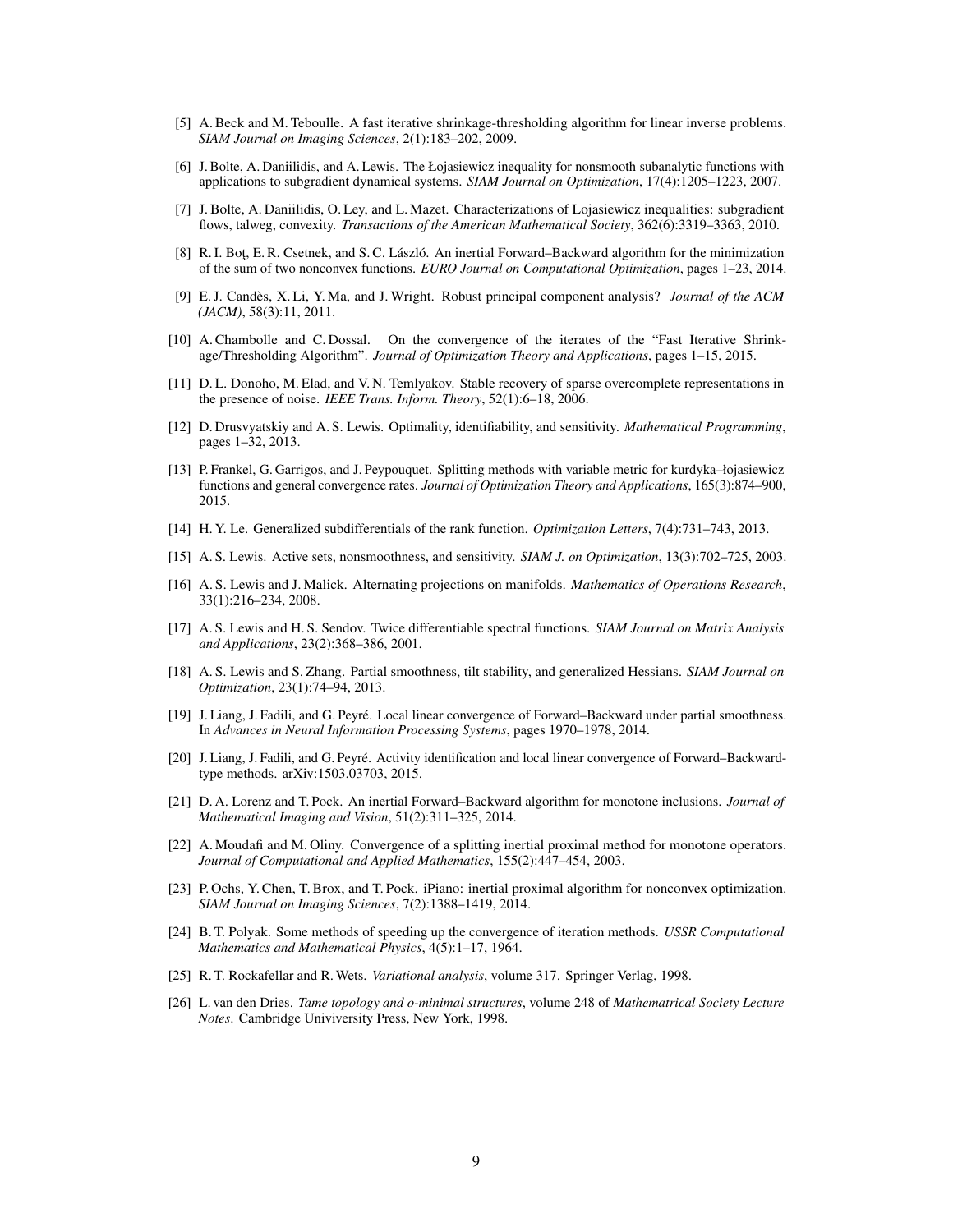[5] A. Beck and M. Teboulle. A fast iterative shrinkage-thresholding algorithm for linear inverse problems. *SIAM Journal on Imaging Sciences*, 2(1):183–202, 2009.

[6] J. Bolte, A. Daniilidis, and A. Lewis. The Łojasiewicz inequality for nonsmooth subanalytic functions with applications to subgradient dynamical systems. *SIAM Journal on Optimization*, 17(4):1205–1223, 2007.

[7] J. Bolte, A. Daniilidis, O. Ley, and L. Mazet. Characterizations of Lojasiewicz inequalities: subgradient flows, talweg, convexity. *Transactions of the American Mathematical Society*, 362(6):3319–3363, 2010.

[8] R. I. Boţ, E. R. Csetnek, and S. C. László. An inertial Forward–Backward algorithm for the minimization of the sum of two nonconvex functions. *EURO Journal on Computational Optimization*, pages 1–23, 2014.

[9] E. J. Candès, X. Li, Y. Ma, and J. Wright. Robust principal component analysis? *Journal of the ACM (JACM)*, 58(3):11, 2011.

[10] A. Chambolle and C. Dossal. On the convergence of the iterates of the "Fast Iterative Shrinkage/Thresholding Algorithm". *Journal of Optimization Theory and Applications*, pages 1–15, 2015.

[11] D. L. Donoho, M. Elad, and V. N. Temlyakov. Stable recovery of sparse overcomplete representations in the presence of noise. *IEEE Trans. Inform. Theory*, 52(1):6–18, 2006.

[12] D. Drusvyatskiy and A. S. Lewis. Optimality, identifiability, and sensitivity. *Mathematical Programming*, pages 1–32, 2013.

[13] P. Frankel, G. Garrigos, and J. Peypouquet. Splitting methods with variable metric for kurdyka–łojasiewicz functions and general convergence rates. *Journal of Optimization Theory and Applications*, 165(3):874–900, 2015.

[14] H. Y. Le. Generalized subdifferentials of the rank function. *Optimization Letters*, 7(4):731–743, 2013.

[15] A. S. Lewis. Active sets, nonsmoothness, and sensitivity. *SIAM J. on Optimization*, 13(3):702–725, 2003.

[16] A. S. Lewis and J. Malick. Alternating projections on manifolds. *Mathematics of Operations Research*, 33(1):216–234, 2008.

[17] A. S. Lewis and H. S. Sendov. Twice differentiable spectral functions. *SIAM Journal on Matrix Analysis and Applications*, 23(2):368–386, 2001.

[18] A. S. Lewis and S. Zhang. Partial smoothness, tilt stability, and generalized Hessians. *SIAM Journal on Optimization*, 23(1):74–94, 2013.

[19] J. Liang, J. Fadili, and G. Peyré. Local linear convergence of Forward–Backward under partial smoothness. In *Advances in Neural Information Processing Systems*, pages 1970–1978, 2014.

[20] J. Liang, J. Fadili, and G. Peyré. Activity identification and local linear convergence of Forward–Backward-type methods. arXiv:1503.03703, 2015.

[21] D. A. Lorenz and T. Pock. An inertial Forward–Backward algorithm for monotone inclusions. *Journal of Mathematical Imaging and Vision*, 51(2):311–325, 2014.

[22] A. Moudafi and M. Oliny. Convergence of a splitting inertial proximal method for monotone operators. *Journal of Computational and Applied Mathematics*, 155(2):447–454, 2003.

[23] P. Ochs, Y. Chen, T. Brox, and T. Pock. iPiano: inertial proximal algorithm for nonconvex optimization. *SIAM Journal on Imaging Sciences*, 7(2):1388–1419, 2014.

[24] B. T. Polyak. Some methods of speeding up the convergence of iteration methods. *USSR Computational Mathematics and Mathematical Physics*, 4(5):1–17, 1964.

[25] R. T. Rockafellar and R. Wets. *Variational analysis*, volume 317. Springer Verlag, 1998.

[26] L. van den Dries. *Tame topology and o-minimal structures*, volume 248 of *Mathematrical Society Lecture Notes*. Cambridge Univiversity Press, New York, 1998.